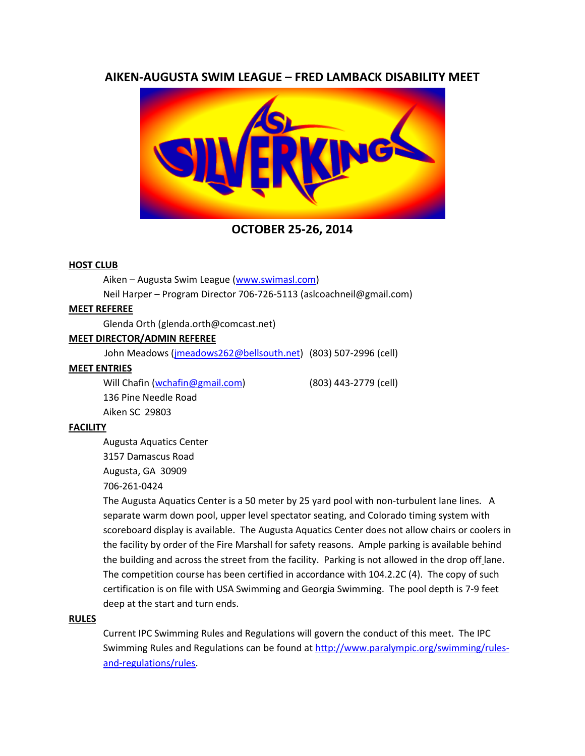# AIKEN-AUGUSTA SWIM LEAGUE – FRED LAMBACK DISABILITY MEET

## OCTOBER 25-26, 2014

**HOST CLUB**

Aiken – Augusta Swim League (www.swimasl.com)

Neil Harper – Program Director 706-726-5113 (aslcoachneil@gmail.com)

**MEET REFEREE**

Glenda Orth (glenda.orth@comcast.net)

**MEET DIRECTOR/ADMIN REFEREE**

John Meadows (jmeadows262@bellsouth.net) (803) 507-2996 (cell)

**MEET ENTRIES**

Will Chafin (wchafin@gmail.com) (803) 443-2779 (cell)

136 Pine Needle Road

Aiken SC 29803

**FACILITY**

Augusta Aquatics Center

3157 Damascus Road

Augusta, GA 30909

706-261-0424

The Augusta Aquatics Center is a 50 meter by 25 yard pool with non-turbulent lane lines. A separate warm down pool, upper level spectator seating, and Colorado timing system with scoreboard display is available. The Augusta Aquatics Center does not allow chairs or coolers in the facility by order of the Fire Marshall for safety reasons. Ample parking is available behind the building and across the street from the facility. Parking is not allowed in the drop off lane. The competition course has been certified in accordance with 104.2.2C (4). The copy of such certification is on file with USA Swimming and Georgia Swimming. The pool depth is 7-9 feet deep at the start and turn ends.

**RULES**

Current IPC Swimming Rules and Regulations will govern the conduct of this meet. The IPC Swimming Rules and Regulations can be found at http://www.paralympic.org/swimming/rules-and-regulations/rules.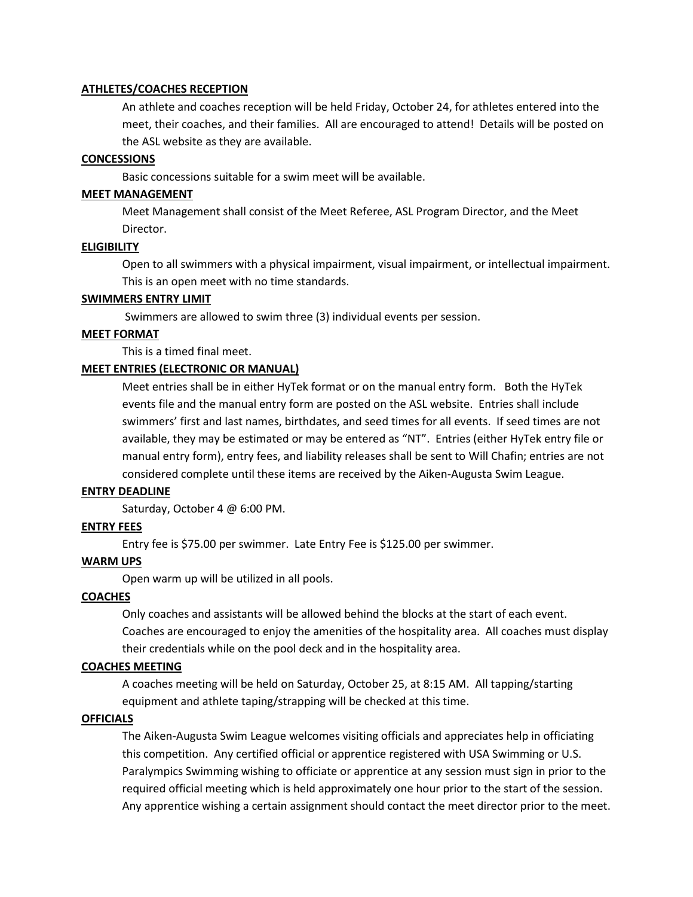**ATHLETES/COACHES RECEPTION**

An athlete and coaches reception will be held Friday, October 24, for athletes entered into the meet, their coaches, and their families. All are encouraged to attend! Details will be posted on the ASL website as they are available.

**CONCESSIONS**

Basic concessions suitable for a swim meet will be available.

**MEET MANAGEMENT**

Meet Management shall consist of the Meet Referee, ASL Program Director, and the Meet Director.

**ELIGIBILITY**

Open to all swimmers with a physical impairment, visual impairment, or intellectual impairment. This is an open meet with no time standards.

**SWIMMERS ENTRY LIMIT**

Swimmers are allowed to swim three (3) individual events per session.

**MEET FORMAT**

This is a timed final meet.

**MEET ENTRIES (ELECTRONIC OR MANUAL)**

Meet entries shall be in either HyTek format or on the manual entry form. Both the HyTek events file and the manual entry form are posted on the ASL website. Entries shall include swimmers' first and last names, birthdates, and seed times for all events. If seed times are not available, they may be estimated or may be entered as "NT". Entries (either HyTek entry file or manual entry form), entry fees, and liability releases shall be sent to Will Chafin; entries are not considered complete until these items are received by the Aiken-Augusta Swim League.

**ENTRY DEADLINE**

Saturday, October 4 @ 6:00 PM.

**ENTRY FEES**

Entry fee is $75.00 per swimmer. Late Entry Fee is $125.00 per swimmer.

**WARM UPS**

Open warm up will be utilized in all pools.

**COACHES**

Only coaches and assistants will be allowed behind the blocks at the start of each event. Coaches are encouraged to enjoy the amenities of the hospitality area. All coaches must display their credentials while on the pool deck and in the hospitality area.

**COACHES MEETING**

A coaches meeting will be held on Saturday, October 25, at 8:15 AM. All tapping/starting equipment and athlete taping/strapping will be checked at this time.

**OFFICIALS**

The Aiken-Augusta Swim League welcomes visiting officials and appreciates help in officiating this competition. Any certified official or apprentice registered with USA Swimming or U.S. Paralympics Swimming wishing to officiate or apprentice at any session must sign in prior to the required official meeting which is held approximately one hour prior to the start of the session. Any apprentice wishing a certain assignment should contact the meet director prior to the meet.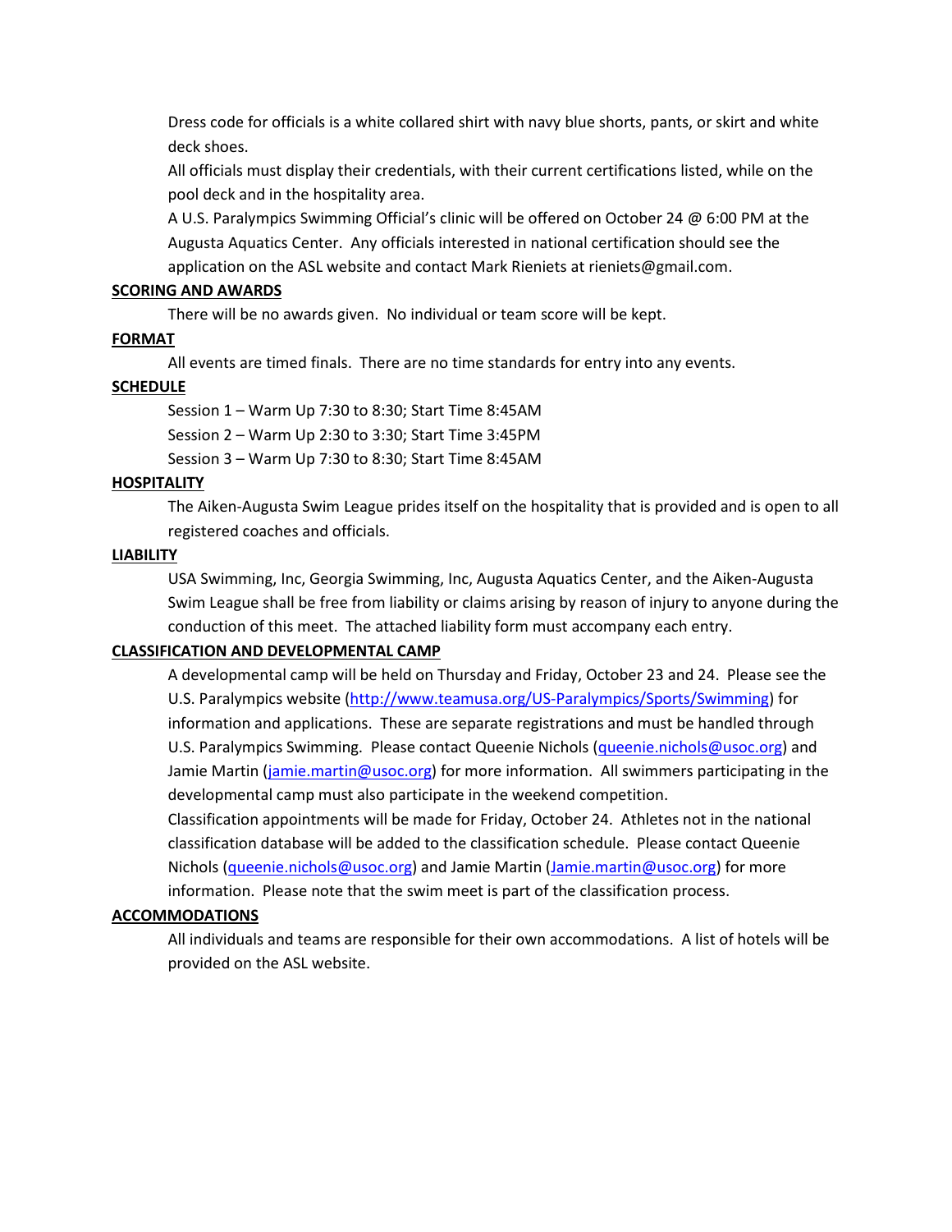Dress code for officials is a white collared shirt with navy blue shorts, pants, or skirt and white deck shoes.

All officials must display their credentials, with their current certifications listed, while on the pool deck and in the hospitality area.

A U.S. Paralympics Swimming Official's clinic will be offered on October 24 @ 6:00 PM at the Augusta Aquatics Center. Any officials interested in national certification should see the application on the ASL website and contact Mark Rieniets at rieniets@gmail.com.

**SCORING AND AWARDS**

There will be no awards given. No individual or team score will be kept.

**FORMAT**

All events are timed finals. There are no time standards for entry into any events.

**SCHEDULE**

Session 1 – Warm Up 7:30 to 8:30; Start Time 8:45AM

Session 2 – Warm Up 2:30 to 3:30; Start Time 3:45PM

Session 3 – Warm Up 7:30 to 8:30; Start Time 8:45AM

**HOSPITALITY**

The Aiken-Augusta Swim League prides itself on the hospitality that is provided and is open to all registered coaches and officials.

**LIABILITY**

USA Swimming, Inc, Georgia Swimming, Inc, Augusta Aquatics Center, and the Aiken-Augusta Swim League shall be free from liability or claims arising by reason of injury to anyone during the conduction of this meet. The attached liability form must accompany each entry.

**CLASSIFICATION AND DEVELOPMENTAL CAMP**

A developmental camp will be held on Thursday and Friday, October 23 and 24. Please see the U.S. Paralympics website (http://www.teamusa.org/US-Paralympics/Sports/Swimming) for information and applications. These are separate registrations and must be handled through U.S. Paralympics Swimming. Please contact Queenie Nichols (queenie.nichols@usoc.org) and Jamie Martin (jamie.martin@usoc.org) for more information. All swimmers participating in the developmental camp must also participate in the weekend competition.

Classification appointments will be made for Friday, October 24. Athletes not in the national classification database will be added to the classification schedule. Please contact Queenie Nichols (queenie.nichols@usoc.org) and Jamie Martin (Jamie.martin@usoc.org) for more information. Please note that the swim meet is part of the classification process.

**ACCOMMODATIONS**

All individuals and teams are responsible for their own accommodations. A list of hotels will be provided on the ASL website.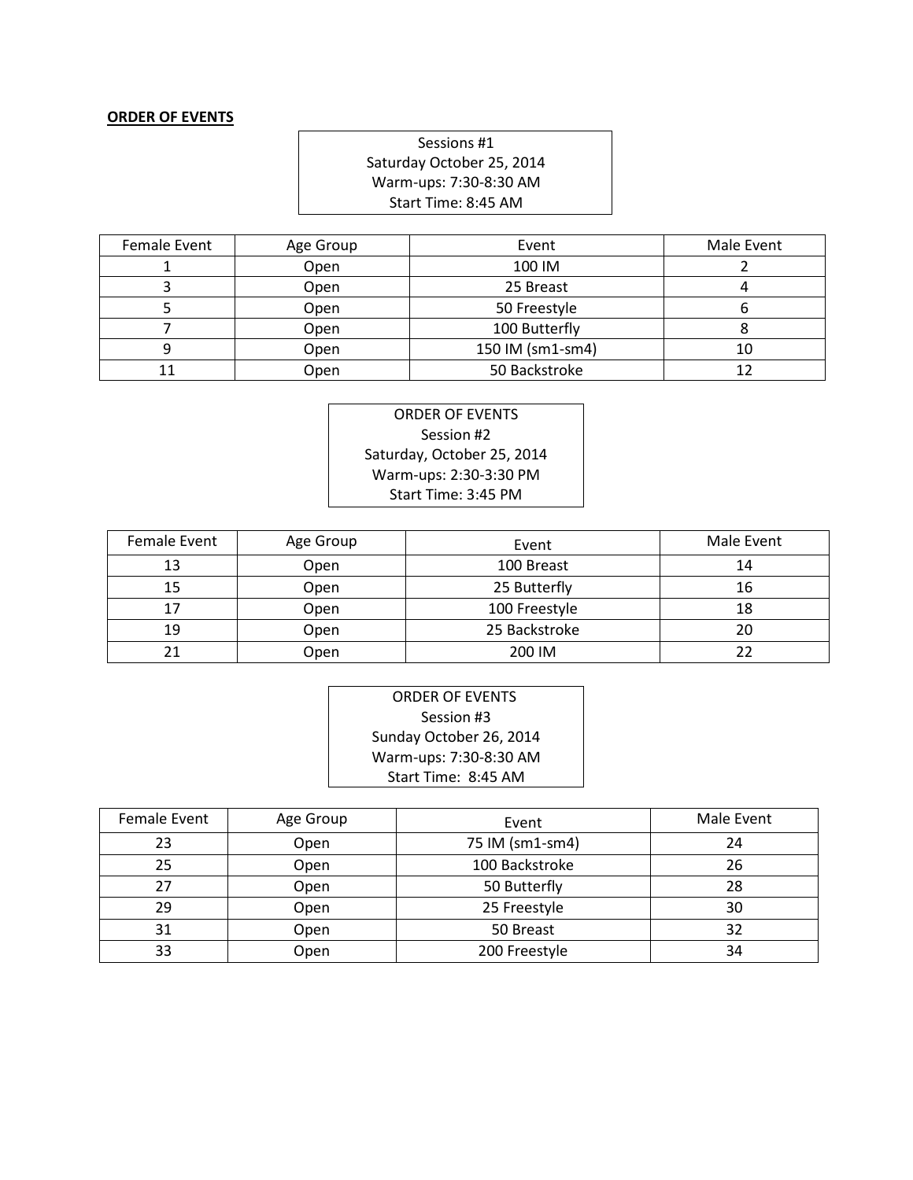**ORDER OF EVENTS**

Sessions #1
Saturday October 25, 2014
Warm-ups: 7:30-8:30 AM
Start Time: 8:45 AM

| Female Event | Age Group | Event | Male Event |
|---|---|---|---|
| 1 | Open | 100 IM | 2 |
| 3 | Open | 25 Breast | 4 |
| 5 | Open | 50 Freestyle | 6 |
| 7 | Open | 100 Butterfly | 8 |
| 9 | Open | 150 IM (sm1-sm4) | 10 |
| 11 | Open | 50 Backstroke | 12 |

ORDER OF EVENTS
Session #2
Saturday, October 25, 2014
Warm-ups: 2:30-3:30 PM
Start Time: 3:45 PM

| Female Event | Age Group | Event | Male Event |
|---|---|---|---|
| 13 | Open | 100 Breast | 14 |
| 15 | Open | 25 Butterfly | 16 |
| 17 | Open | 100 Freestyle | 18 |
| 19 | Open | 25 Backstroke | 20 |
| 21 | Open | 200 IM | 22 |

ORDER OF EVENTS
Session #3
Sunday October 26, 2014
Warm-ups: 7:30-8:30 AM
Start Time: 8:45 AM

| Female Event | Age Group | Event | Male Event |
|---|---|---|---|
| 23 | Open | 75 IM (sm1-sm4) | 24 |
| 25 | Open | 100 Backstroke | 26 |
| 27 | Open | 50 Butterfly | 28 |
| 29 | Open | 25 Freestyle | 30 |
| 31 | Open | 50 Breast | 32 |
| 33 | Open | 200 Freestyle | 34 |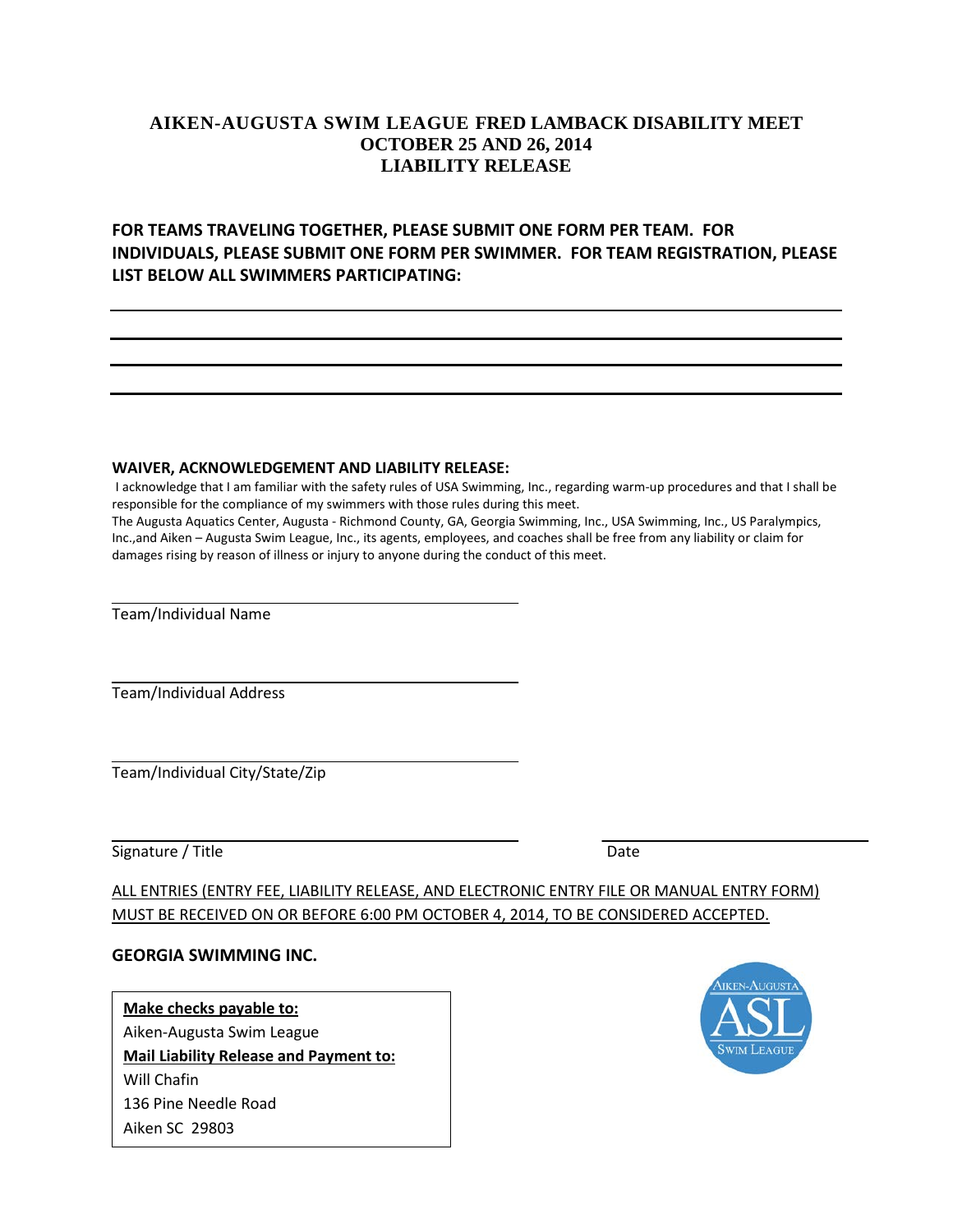# AIKEN-AUGUSTA SWIM LEAGUE FRED LAMBACK DISABILITY MEET
## OCTOBER 25 AND 26, 2014
## LIABILITY RELEASE

**FOR TEAMS TRAVELING TOGETHER, PLEASE SUBMIT ONE FORM PER TEAM. FOR INDIVIDUALS, PLEASE SUBMIT ONE FORM PER SWIMMER. FOR TEAM REGISTRATION, PLEASE LIST BELOW ALL SWIMMERS PARTICIPATING:**

______________________________________________________________________

______________________________________________________________________

______________________________________________________________________

______________________________________________________________________

**WAIVER, ACKNOWLEDGEMENT AND LIABILITY RELEASE:**

I acknowledge that I am familiar with the safety rules of USA Swimming, Inc., regarding warm-up procedures and that I shall be responsible for the compliance of my swimmers with those rules during this meet.

The Augusta Aquatics Center, Augusta - Richmond County, GA, Georgia Swimming, Inc., USA Swimming, Inc., US Paralympics, Inc.,and Aiken – Augusta Swim League, Inc., its agents, employees, and coaches shall be free from any liability or claim for damages rising by reason of illness or injury to anyone during the conduct of this meet.

______________________________________
Team/Individual Name

______________________________________
Team/Individual Address

______________________________________
Team/Individual City/State/Zip

______________________________________ ______________________
Signature / Title Date

ALL ENTRIES (ENTRY FEE, LIABILITY RELEASE, AND ELECTRONIC ENTRY FILE OR MANUAL ENTRY FORM) MUST BE RECEIVED ON OR BEFORE 6:00 PM OCTOBER 4, 2014, TO BE CONSIDERED ACCEPTED.

**GEORGIA SWIMMING INC.**

**Make checks payable to:**
Aiken-Augusta Swim League
**Mail Liability Release and Payment to:**
Will Chafin
136 Pine Needle Road
Aiken SC 29803

AIKEN-AUGUSTA ASL SWIM LEAGUE